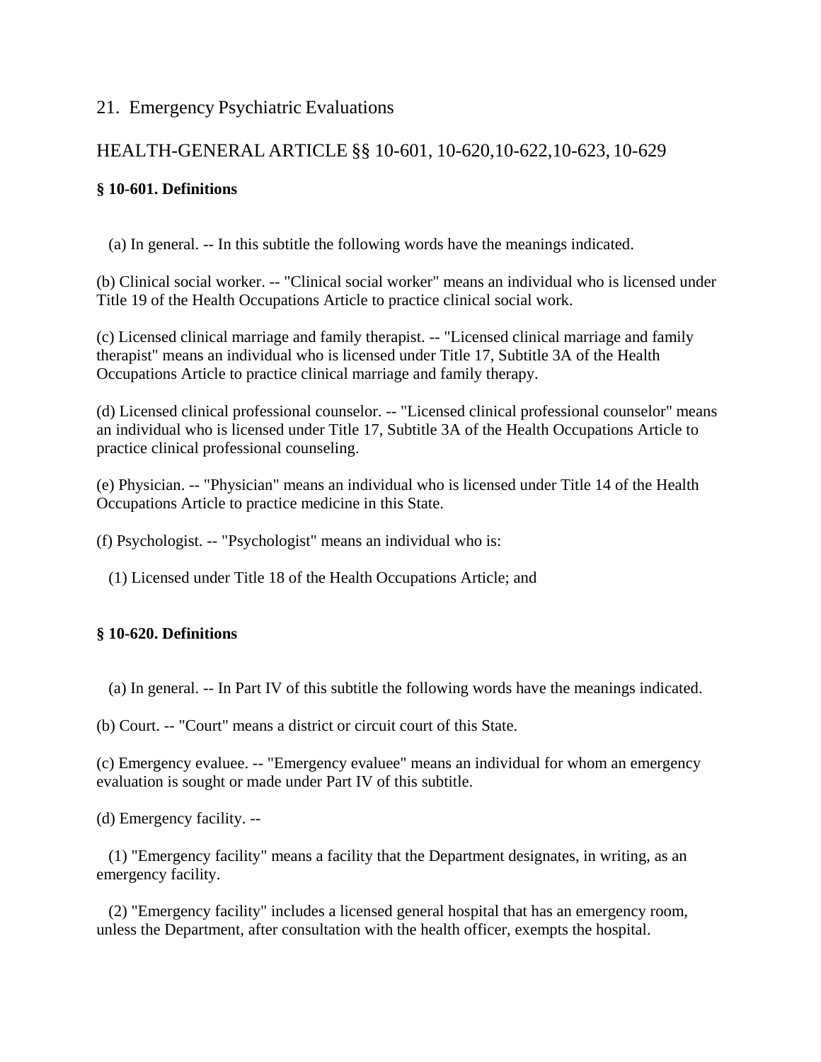## 21. Emergency Psychiatric Evaluations

## HEALTH-GENERAL ARTICLE §§ 10-601, 10-620,10-622,10-623, 10-629

**§ 10-601. Definitions**

(a) In general. -- In this subtitle the following words have the meanings indicated.

(b) Clinical social worker. -- "Clinical social worker" means an individual who is licensed under Title 19 of the Health Occupations Article to practice clinical social work.

(c) Licensed clinical marriage and family therapist. -- "Licensed clinical marriage and family therapist" means an individual who is licensed under Title 17, Subtitle 3A of the Health Occupations Article to practice clinical marriage and family therapy.

(d) Licensed clinical professional counselor. -- "Licensed clinical professional counselor" means an individual who is licensed under Title 17, Subtitle 3A of the Health Occupations Article to practice clinical professional counseling.

(e) Physician. -- "Physician" means an individual who is licensed under Title 14 of the Health Occupations Article to practice medicine in this State.

(f) Psychologist. -- "Psychologist" means an individual who is:

(1) Licensed under Title 18 of the Health Occupations Article; and

**§ 10-620. Definitions**

(a) In general. -- In Part IV of this subtitle the following words have the meanings indicated.

(b) Court. -- "Court" means a district or circuit court of this State.

(c) Emergency evaluee. -- "Emergency evaluee" means an individual for whom an emergency evaluation is sought or made under Part IV of this subtitle.

(d) Emergency facility. --

(1) "Emergency facility" means a facility that the Department designates, in writing, as an emergency facility.

(2) "Emergency facility" includes a licensed general hospital that has an emergency room, unless the Department, after consultation with the health officer, exempts the hospital.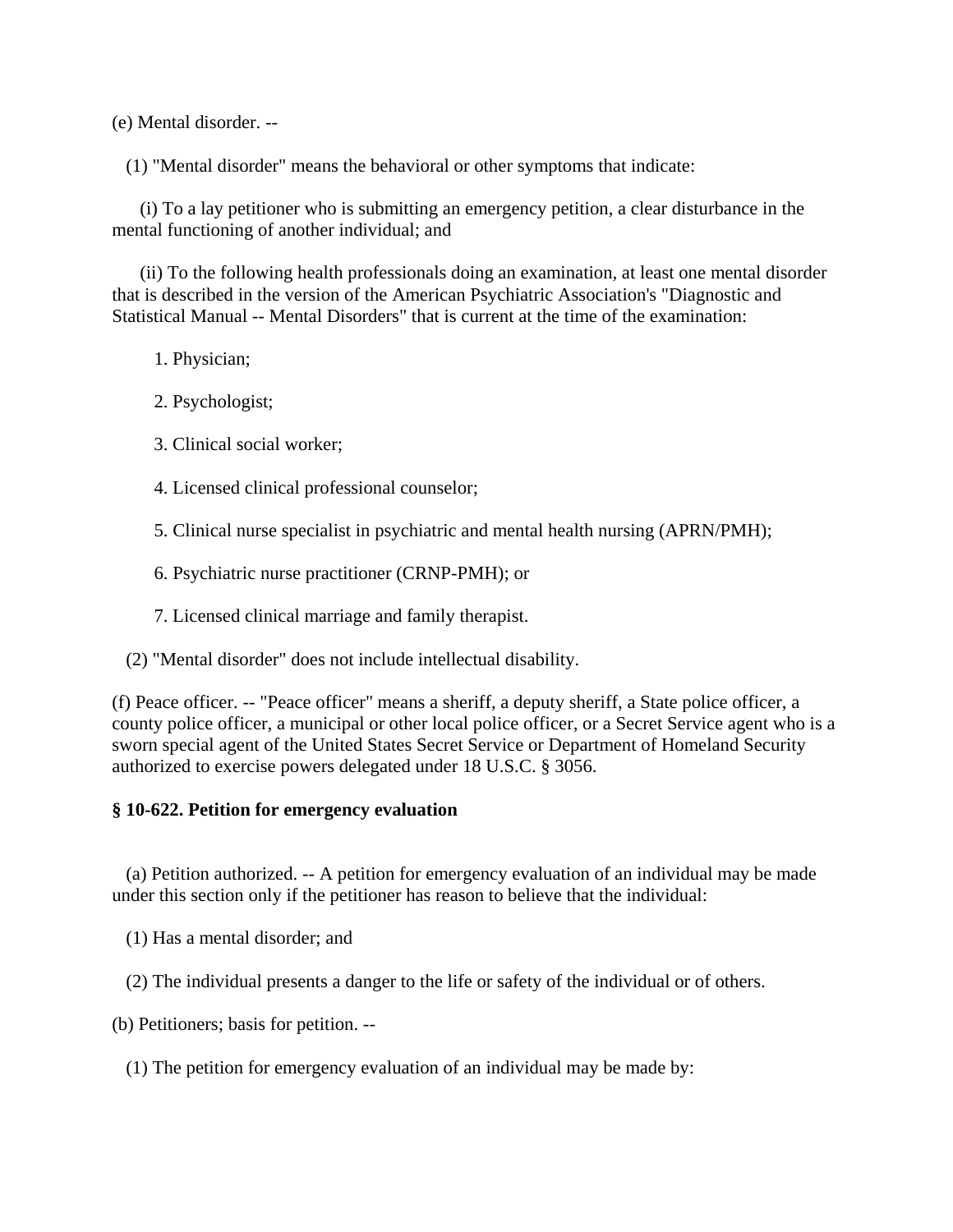(e) Mental disorder. --

(1) "Mental disorder" means the behavioral or other symptoms that indicate:

(i) To a lay petitioner who is submitting an emergency petition, a clear disturbance in the mental functioning of another individual; and

(ii) To the following health professionals doing an examination, at least one mental disorder that is described in the version of the American Psychiatric Association's "Diagnostic and Statistical Manual -- Mental Disorders" that is current at the time of the examination:

1. Physician;

2. Psychologist;

3. Clinical social worker;

4. Licensed clinical professional counselor;

5. Clinical nurse specialist in psychiatric and mental health nursing (APRN/PMH);

6. Psychiatric nurse practitioner (CRNP-PMH); or

7. Licensed clinical marriage and family therapist.

(2) "Mental disorder" does not include intellectual disability.

(f) Peace officer. -- "Peace officer" means a sheriff, a deputy sheriff, a State police officer, a county police officer, a municipal or other local police officer, or a Secret Service agent who is a sworn special agent of the United States Secret Service or Department of Homeland Security authorized to exercise powers delegated under 18 U.S.C. § 3056.

### § 10-622. Petition for emergency evaluation

(a) Petition authorized. -- A petition for emergency evaluation of an individual may be made under this section only if the petitioner has reason to believe that the individual:

(1) Has a mental disorder; and

(2) The individual presents a danger to the life or safety of the individual or of others.

(b) Petitioners; basis for petition. --

(1) The petition for emergency evaluation of an individual may be made by: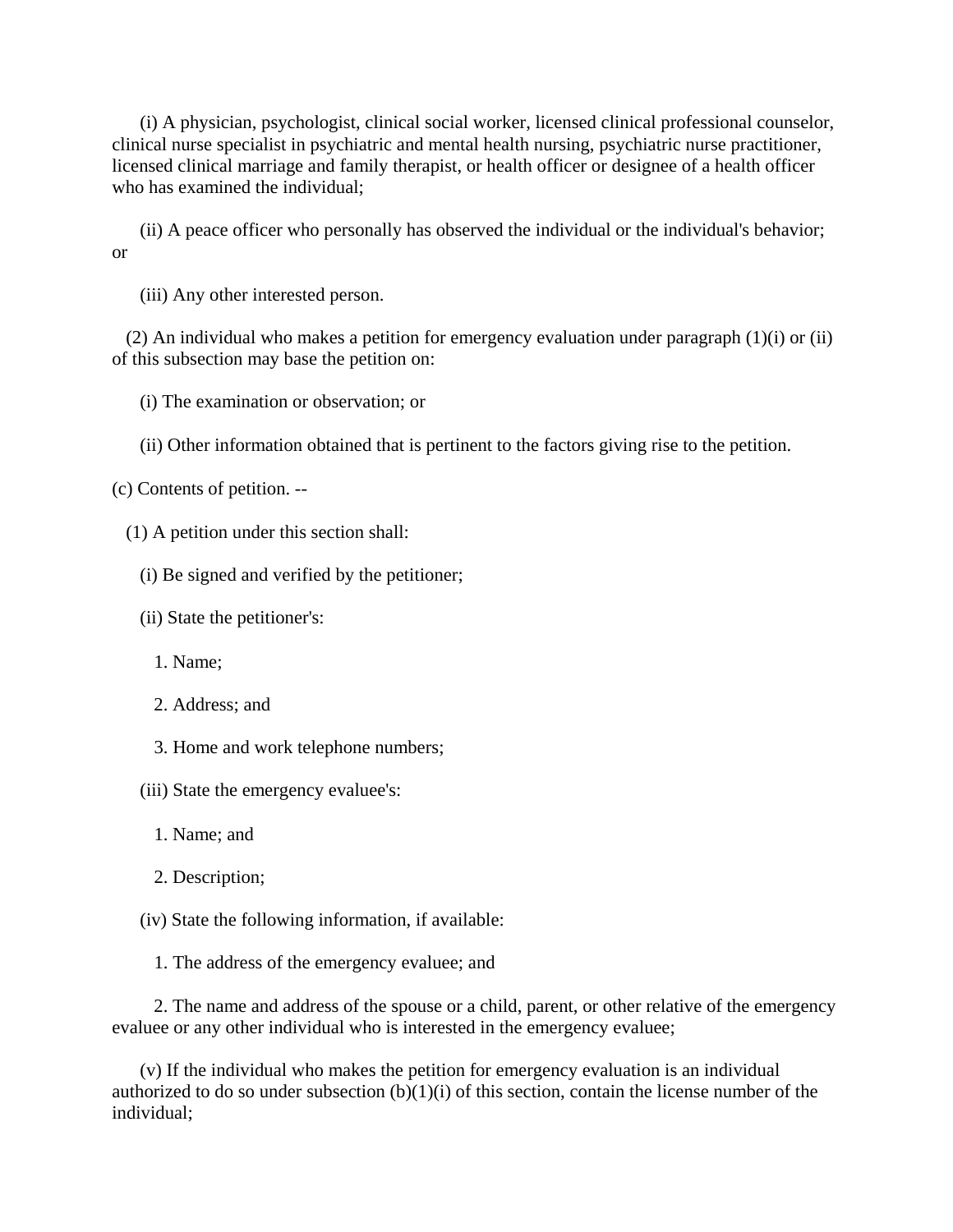(i) A physician, psychologist, clinical social worker, licensed clinical professional counselor, clinical nurse specialist in psychiatric and mental health nursing, psychiatric nurse practitioner, licensed clinical marriage and family therapist, or health officer or designee of a health officer who has examined the individual;

(ii) A peace officer who personally has observed the individual or the individual's behavior; or

(iii) Any other interested person.

(2) An individual who makes a petition for emergency evaluation under paragraph (1)(i) or (ii) of this subsection may base the petition on:

(i) The examination or observation; or

(ii) Other information obtained that is pertinent to the factors giving rise to the petition.

(c) Contents of petition. --

(1) A petition under this section shall:

(i) Be signed and verified by the petitioner;

(ii) State the petitioner's:

1. Name;

2. Address; and

3. Home and work telephone numbers;

(iii) State the emergency evaluee's:

1. Name; and

2. Description;

(iv) State the following information, if available:

1. The address of the emergency evaluee; and

2. The name and address of the spouse or a child, parent, or other relative of the emergency evaluee or any other individual who is interested in the emergency evaluee;

(v) If the individual who makes the petition for emergency evaluation is an individual authorized to do so under subsection (b)(1)(i) of this section, contain the license number of the individual;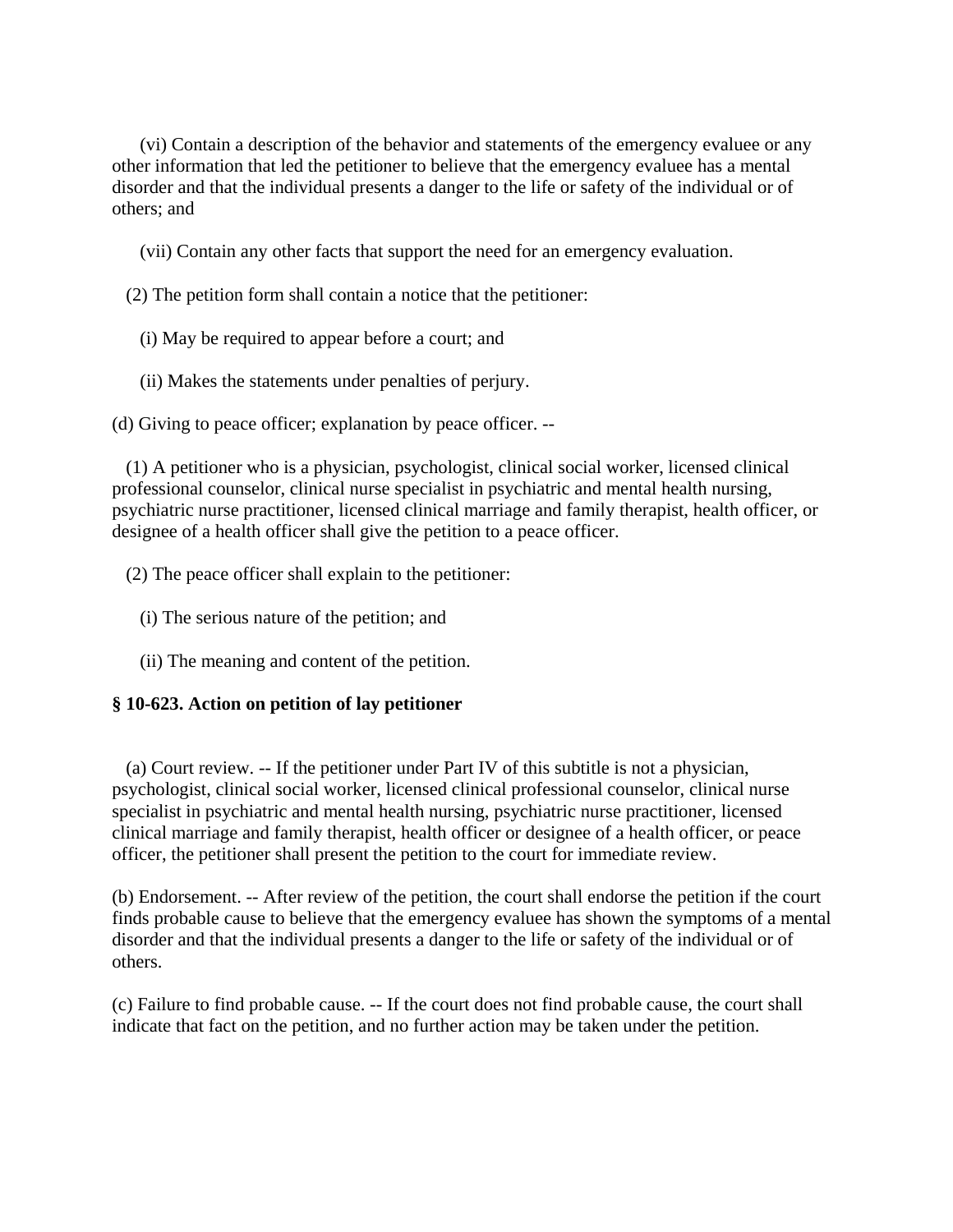(vi) Contain a description of the behavior and statements of the emergency evaluee or any other information that led the petitioner to believe that the emergency evaluee has a mental disorder and that the individual presents a danger to the life or safety of the individual or of others; and

(vii) Contain any other facts that support the need for an emergency evaluation.

(2) The petition form shall contain a notice that the petitioner:

(i) May be required to appear before a court; and

(ii) Makes the statements under penalties of perjury.

(d) Giving to peace officer; explanation by peace officer. --

(1) A petitioner who is a physician, psychologist, clinical social worker, licensed clinical professional counselor, clinical nurse specialist in psychiatric and mental health nursing, psychiatric nurse practitioner, licensed clinical marriage and family therapist, health officer, or designee of a health officer shall give the petition to a peace officer.

(2) The peace officer shall explain to the petitioner:

(i) The serious nature of the petition; and

(ii) The meaning and content of the petition.

**§ 10-623. Action on petition of lay petitioner**

(a) Court review. -- If the petitioner under Part IV of this subtitle is not a physician, psychologist, clinical social worker, licensed clinical professional counselor, clinical nurse specialist in psychiatric and mental health nursing, psychiatric nurse practitioner, licensed clinical marriage and family therapist, health officer or designee of a health officer, or peace officer, the petitioner shall present the petition to the court for immediate review.

(b) Endorsement. -- After review of the petition, the court shall endorse the petition if the court finds probable cause to believe that the emergency evaluee has shown the symptoms of a mental disorder and that the individual presents a danger to the life or safety of the individual or of others.

(c) Failure to find probable cause. -- If the court does not find probable cause, the court shall indicate that fact on the petition, and no further action may be taken under the petition.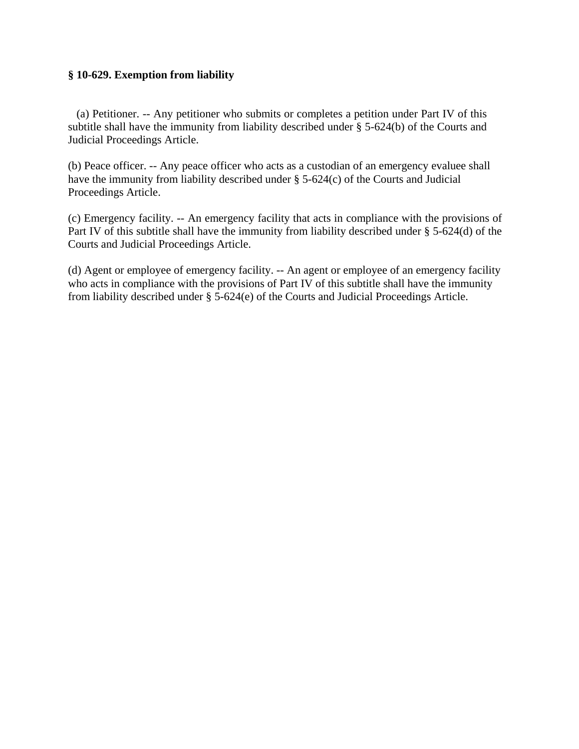**§ 10-629. Exemption from liability**

(a) Petitioner. -- Any petitioner who submits or completes a petition under Part IV of this subtitle shall have the immunity from liability described under § 5-624(b) of the Courts and Judicial Proceedings Article.

(b) Peace officer. -- Any peace officer who acts as a custodian of an emergency evaluee shall have the immunity from liability described under § 5-624(c) of the Courts and Judicial Proceedings Article.

(c) Emergency facility. -- An emergency facility that acts in compliance with the provisions of Part IV of this subtitle shall have the immunity from liability described under § 5-624(d) of the Courts and Judicial Proceedings Article.

(d) Agent or employee of emergency facility. -- An agent or employee of an emergency facility who acts in compliance with the provisions of Part IV of this subtitle shall have the immunity from liability described under § 5-624(e) of the Courts and Judicial Proceedings Article.